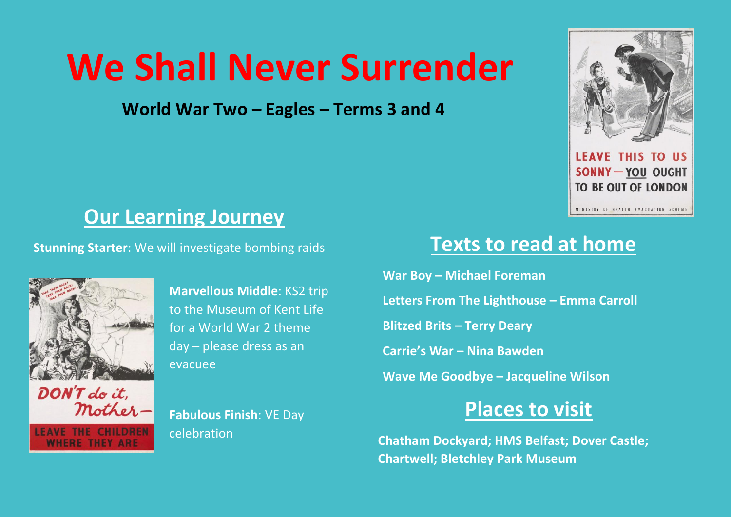# We Shall Never Surrender

**World War Two – Eagles – Terms 3 and 4**

## Our Learning Journey

**Stunning Starter**: We will investigate bombing raids

**Marvellous Middle**: KS2 trip to the Museum of Kent Life for a World War 2 theme day – please dress as an evacuee

**Fabulous Finish**: VE Day celebration

## Texts to read at home

**War Boy – Michael Foreman**

**Letters From The Lighthouse – Emma Carroll**

**Blitzed Brits – Terry Deary**

**Carrie's War – Nina Bawden**

**Wave Me Goodbye – Jacqueline Wilson**

## Places to visit

**Chatham Dockyard; HMS Belfast; Dover Castle; Chartwell; Bletchley Park Museum**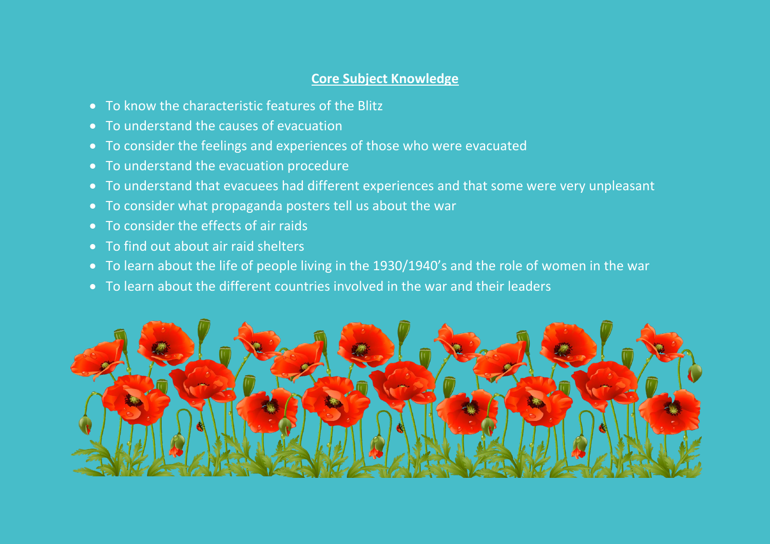## Core Subject Knowledge

- To know the characteristic features of the Blitz
- To understand the causes of evacuation
- To consider the feelings and experiences of those who were evacuated
- To understand the evacuation procedure
- To understand that evacuees had different experiences and that some were very unpleasant
- To consider what propaganda posters tell us about the war
- To consider the effects of air raids
- To find out about air raid shelters
- To learn about the life of people living in the 1930/1940's and the role of women in the war
- To learn about the different countries involved in the war and their leaders